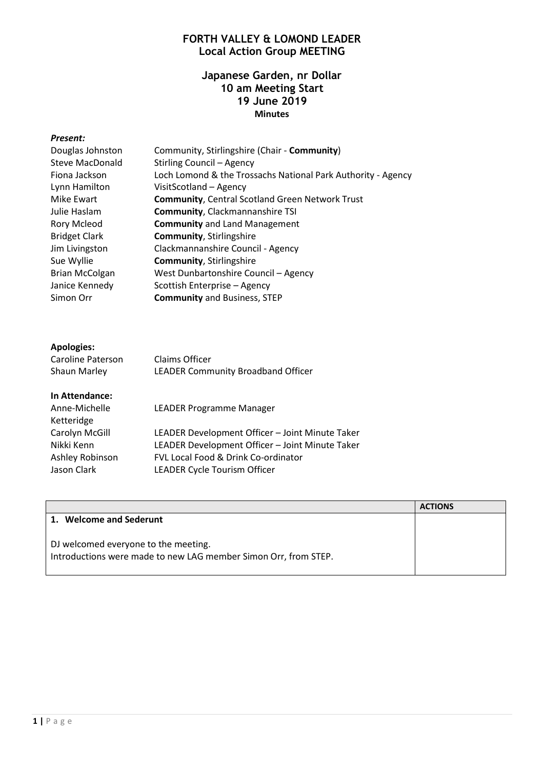# FORTH VALLEY & LOMOND LEADER
## Local Action Group MEETING

### Japanese Garden, nr Dollar
### 10 am Meeting Start
### 19 June 2019
**Minutes**

***Present:***

| | |
|---|---|
| Douglas Johnston | Community, Stirlingshire (Chair - **Community**) |
| Steve MacDonald | Stirling Council – Agency |
| Fiona Jackson | Loch Lomond & the Trossachs National Park Authority - Agency |
| Lynn Hamilton | VisitScotland – Agency |
| Mike Ewart | **Community**, Central Scotland Green Network Trust |
| Julie Haslam | **Community**, Clackmannanshire TSI |
| Rory Mcleod | **Community** and Land Management |
| Bridget Clark | **Community**, Stirlingshire |
| Jim Livingston | Clackmannanshire Council - Agency |
| Sue Wyllie | **Community**, Stirlingshire |
| Brian McColgan | West Dunbartonshire Council – Agency |
| Janice Kennedy | Scottish Enterprise – Agency |
| Simon Orr | **Community** and Business, STEP |

**Apologies:**

| | |
|---|---|
| Caroline Paterson | Claims Officer |
| Shaun Marley | LEADER Community Broadband Officer |

**In Attendance:**

| | |
|---|---|
| Anne-Michelle Ketteridge | LEADER Programme Manager |
| Carolyn McGill | LEADER Development Officer – Joint Minute Taker |
| Nikki Kenn | LEADER Development Officer – Joint Minute Taker |
| Ashley Robinson | FVL Local Food & Drink Co-ordinator |
| Jason Clark | LEADER Cycle Tourism Officer |

| | **ACTIONS** |
|---|---|
| **1. Welcome and Sederunt**<br><br>DJ welcomed everyone to the meeting.<br>Introductions were made to new LAG member Simon Orr, from STEP. | |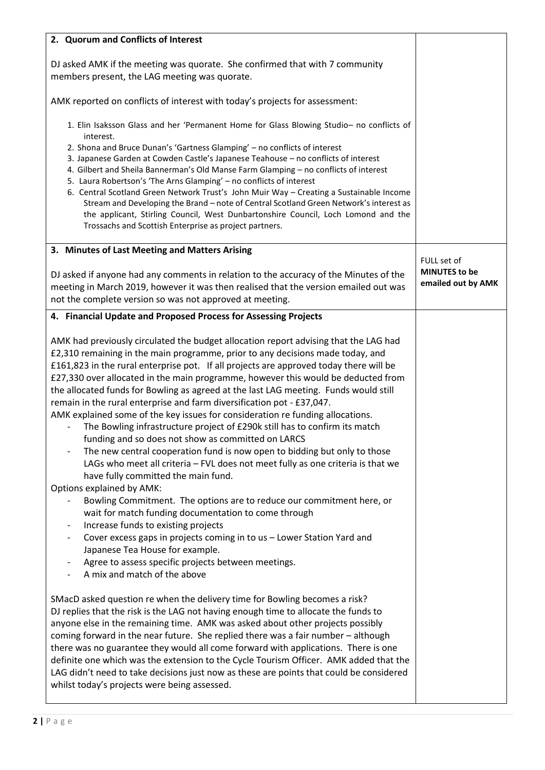| 2. Quorum and Conflicts of Interest | |
|---|---|
| DJ asked AMK if the meeting was quorate. She confirmed that with 7 community members present, the LAG meeting was quorate.<br><br>AMK reported on conflicts of interest with today's projects for assessment:<br><br>1. Elin Isaksson Glass and her 'Permanent Home for Glass Blowing Studio– no conflicts of interest.<br>2. Shona and Bruce Dunan's 'Gartness Glamping' – no conflicts of interest<br>3. Japanese Garden at Cowden Castle's Japanese Teahouse – no conflicts of interest<br>4. Gilbert and Sheila Bannerman's Old Manse Farm Glamping – no conflicts of interest<br>5. Laura Robertson's 'The Arns Glamping' – no conflicts of interest<br>6. Central Scotland Green Network Trust's John Muir Way – Creating a Sustainable Income Stream and Developing the Brand – note of Central Scotland Green Network's interest as the applicant, Stirling Council, West Dunbartonshire Council, Loch Lomond and the Trossachs and Scottish Enterprise as project partners. | |
| **3. Minutes of Last Meeting and Matters Arising**<br><br>DJ asked if anyone had any comments in relation to the accuracy of the Minutes of the meeting in March 2019, however it was then realised that the version emailed out was not the complete version so was not approved at meeting. | FULL set of **MINUTES to be emailed out by AMK** |
| **4. Financial Update and Proposed Process for Assessing Projects**<br><br>AMK had previously circulated the budget allocation report advising that the LAG had £2,310 remaining in the main programme, prior to any decisions made today, and £161,823 in the rural enterprise pot. If all projects are approved today there will be £27,330 over allocated in the main programme, however this would be deducted from the allocated funds for Bowling as agreed at the last LAG meeting. Funds would still remain in the rural enterprise and farm diversification pot - £37,047.<br>AMK explained some of the key issues for consideration re funding allocations.<br>- The Bowling infrastructure project of £290k still has to confirm its match funding and so does not show as committed on LARCS<br>- The new central cooperation fund is now open to bidding but only to those LAGs who meet all criteria – FVL does not meet fully as one criteria is that we have fully committed the main fund.<br><br>Options explained by AMK:<br>- Bowling Commitment. The options are to reduce our commitment here, or wait for match funding documentation to come through<br>- Increase funds to existing projects<br>- Cover excess gaps in projects coming in to us – Lower Station Yard and Japanese Tea House for example.<br>- Agree to assess specific projects between meetings.<br>- A mix and match of the above<br><br>SMacD asked question re when the delivery time for Bowling becomes a risk? DJ replies that the risk is the LAG not having enough time to allocate the funds to anyone else in the remaining time. AMK was asked about other projects possibly coming forward in the near future. She replied there was a fair number – although there was no guarantee they would all come forward with applications. There is one definite one which was the extension to the Cycle Tourism Officer. AMK added that the LAG didn't need to take decisions just now as these are points that could be considered whilst today's projects were being assessed. | |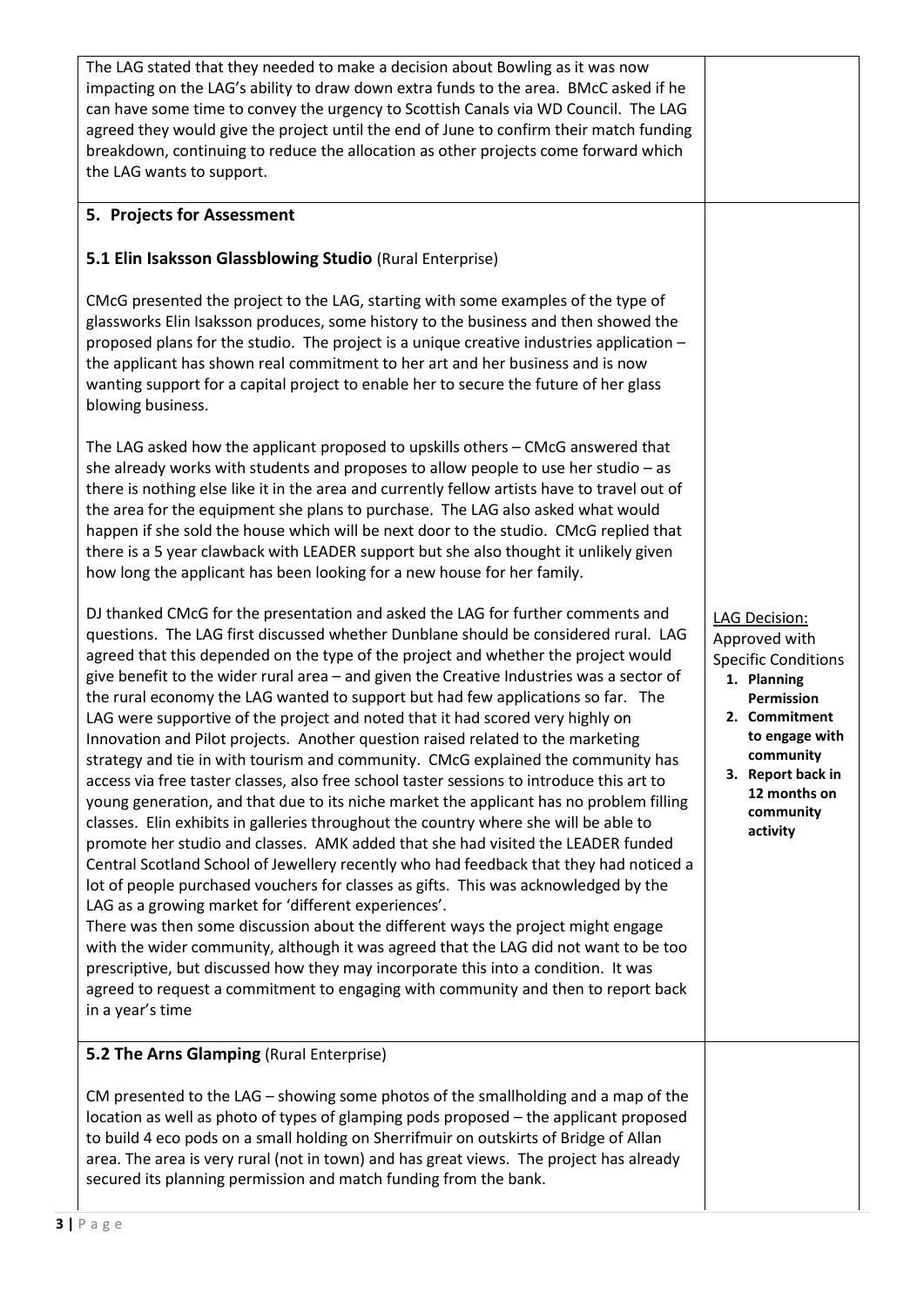| | |
|---|---|
| The LAG stated that they needed to make a decision about Bowling as it was now impacting on the LAG's ability to draw down extra funds to the area. BMcC asked if he can have some time to convey the urgency to Scottish Canals via WD Council. The LAG agreed they would give the project until the end of June to confirm their match funding breakdown, continuing to reduce the allocation as other projects come forward which the LAG wants to support. | |
| **5. Projects for Assessment**<br><br>**5.1 Elin Isaksson Glassblowing Studio** (Rural Enterprise)<br><br>CMcG presented the project to the LAG, starting with some examples of the type of glassworks Elin Isaksson produces, some history to the business and then showed the proposed plans for the studio. The project is a unique creative industries application – the applicant has shown real commitment to her art and her business and is now wanting support for a capital project to enable her to secure the future of her glass blowing business.<br><br>The LAG asked how the applicant proposed to upskills others – CMcG answered that she already works with students and proposes to allow people to use her studio – as there is nothing else like it in the area and currently fellow artists have to travel out of the area for the equipment she plans to purchase. The LAG also asked what would happen if she sold the house which will be next door to the studio. CMcG replied that there is a 5 year clawback with LEADER support but she also thought it unlikely given how long the applicant has been looking for a new house for her family.<br><br>DJ thanked CMcG for the presentation and asked the LAG for further comments and questions. The LAG first discussed whether Dunblane should be considered rural. LAG agreed that this depended on the type of the project and whether the project would give benefit to the wider rural area – and given the Creative Industries was a sector of the rural economy the LAG wanted to support but had few applications so far. The LAG were supportive of the project and noted that it had scored very highly on Innovation and Pilot projects. Another question raised related to the marketing strategy and tie in with tourism and community. CMcG explained the community has access via free taster classes, also free school taster sessions to introduce this art to young generation, and that due to its niche market the applicant has no problem filling classes. Elin exhibits in galleries throughout the country where she will be able to promote her studio and classes. AMK added that she had visited the LEADER funded Central Scotland School of Jewellery recently who had feedback that they had noticed a lot of people purchased vouchers for classes as gifts. This was acknowledged by the LAG as a growing market for 'different experiences'.<br>There was then some discussion about the different ways the project might engage with the wider community, although it was agreed that the LAG did not want to be too prescriptive, but discussed how they may incorporate this into a condition. It was agreed to request a commitment to engaging with community and then to report back in a year's time | <u>LAG Decision:</u><br>Approved with Specific Conditions<br>**1. Planning Permission**<br>**2. Commitment to engage with community**<br>**3. Report back in 12 months on community activity** |
| **5.2 The Arns Glamping** (Rural Enterprise)<br><br>CM presented to the LAG – showing some photos of the smallholding and a map of the location as well as photo of types of glamping pods proposed – the applicant proposed to build 4 eco pods on a small holding on Sherrifmuir on outskirts of Bridge of Allan area. The area is very rural (not in town) and has great views. The project has already secured its planning permission and match funding from the bank. | |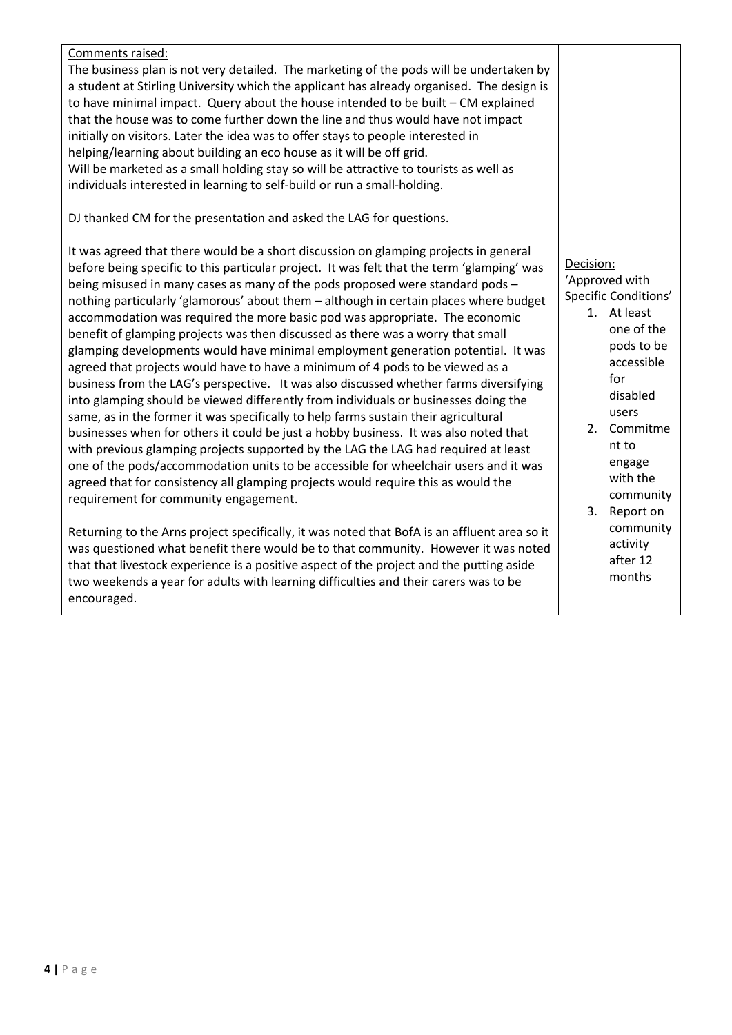| | |
|---|---|
| Comments raised:<br>The business plan is not very detailed. The marketing of the pods will be undertaken by a student at Stirling University which the applicant has already organised. The design is to have minimal impact. Query about the house intended to be built – CM explained that the house was to come further down the line and thus would have not impact initially on visitors. Later the idea was to offer stays to people interested in helping/learning about building an eco house as it will be off grid.<br>Will be marketed as a small holding stay so will be attractive to tourists as well as individuals interested in learning to self-build or run a small-holding.<br><br>DJ thanked CM for the presentation and asked the LAG for questions.<br><br>It was agreed that there would be a short discussion on glamping projects in general before being specific to this particular project. It was felt that the term 'glamping' was being misused in many cases as many of the pods proposed were standard pods – nothing particularly 'glamorous' about them – although in certain places where budget accommodation was required the more basic pod was appropriate. The economic benefit of glamping projects was then discussed as there was a worry that small glamping developments would have minimal employment generation potential. It was agreed that projects would have to have a minimum of 4 pods to be viewed as a business from the LAG's perspective. It was also discussed whether farms diversifying into glamping should be viewed differently from individuals or businesses doing the same, as in the former it was specifically to help farms sustain their agricultural businesses when for others it could be just a hobby business. It was also noted that with previous glamping projects supported by the LAG the LAG had required at least one of the pods/accommodation units to be accessible for wheelchair users and it was agreed that for consistency all glamping projects would require this as would the requirement for community engagement.<br><br>Returning to the Arns project specifically, it was noted that BofA is an affluent area so it was questioned what benefit there would be to that community. However it was noted that that livestock experience is a positive aspect of the project and the putting aside two weekends a year for adults with learning difficulties and their carers was to be encouraged. | Decision:<br>'Approved with Specific Conditions'<br>1. At least one of the pods to be accessible for disabled users<br>2. Commitment to engage with the community<br>3. Report on community activity after 12 months |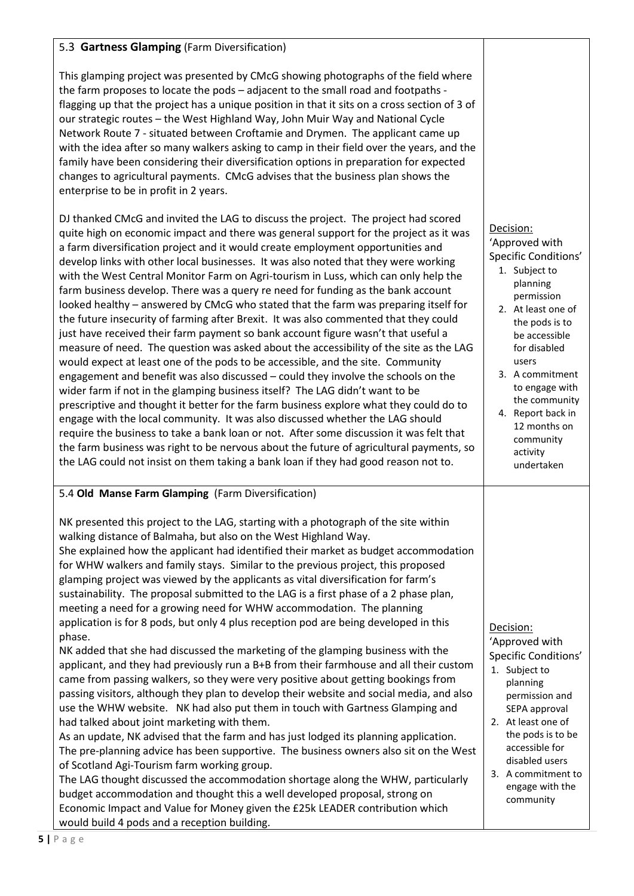| | |
|---|---|
| 5.3 **Gartness Glamping** (Farm Diversification)<br><br>This glamping project was presented by CMcG showing photographs of the field where the farm proposes to locate the pods – adjacent to the small road and footpaths - flagging up that the project has a unique position in that it sits on a cross section of 3 of our strategic routes – the West Highland Way, John Muir Way and National Cycle Network Route 7 - situated between Croftamie and Drymen. The applicant came up with the idea after so many walkers asking to camp in their field over the years, and the family have been considering their diversification options in preparation for expected changes to agricultural payments. CMcG advises that the business plan shows the enterprise to be in profit in 2 years.<br><br>DJ thanked CMcG and invited the LAG to discuss the project. The project had scored quite high on economic impact and there was general support for the project as it was a farm diversification project and it would create employment opportunities and develop links with other local businesses. It was also noted that they were working with the West Central Monitor Farm on Agri-tourism in Luss, which can only help the farm business develop. There was a query re need for funding as the bank account looked healthy – answered by CMcG who stated that the farm was preparing itself for the future insecurity of farming after Brexit. It was also commented that they could just have received their farm payment so bank account figure wasn't that useful a measure of need. The question was asked about the accessibility of the site as the LAG would expect at least one of the pods to be accessible, and the site. Community engagement and benefit was also discussed – could they involve the schools on the wider farm if not in the glamping business itself? The LAG didn't want to be prescriptive and thought it better for the farm business explore what they could do to engage with the local community. It was also discussed whether the LAG should require the business to take a bank loan or not. After some discussion it was felt that the farm business was right to be nervous about the future of agricultural payments, so the LAG could not insist on them taking a bank loan if they had good reason not to. | Decision:<br>'Approved with Specific Conditions'<br>1. Subject to planning permission<br>2. At least one of the pods is to be accessible for disabled users<br>3. A commitment to engage with the community<br>4. Report back in 12 months on community activity undertaken |
| 5.4 **Old Manse Farm Glamping** (Farm Diversification)<br><br>NK presented this project to the LAG, starting with a photograph of the site within walking distance of Balmaha, but also on the West Highland Way.<br>She explained how the applicant had identified their market as budget accommodation for WHW walkers and family stays. Similar to the previous project, this proposed glamping project was viewed by the applicants as vital diversification for farm's sustainability. The proposal submitted to the LAG is a first phase of a 2 phase plan, meeting a need for a growing need for WHW accommodation. The planning application is for 8 pods, but only 4 plus reception pod are being developed in this phase.<br>NK added that she had discussed the marketing of the glamping business with the applicant, and they had previously run a B+B from their farmhouse and all their custom came from passing walkers, so they were very positive about getting bookings from passing visitors, although they plan to develop their website and social media, and also use the WHW website. NK had also put them in touch with Gartness Glamping and had talked about joint marketing with them.<br>As an update, NK advised that the farm and has just lodged its planning application. The pre-planning advice has been supportive. The business owners also sit on the West of Scotland Agi-Tourism farm working group.<br>The LAG thought discussed the accommodation shortage along the WHW, particularly budget accommodation and thought this a well developed proposal, strong on Economic Impact and Value for Money given the £25k LEADER contribution which would build 4 pods and a reception building. | Decision:<br>'Approved with Specific Conditions'<br>1. Subject to planning permission and SEPA approval<br>2. At least one of the pods is to be accessible for disabled users<br>3. A commitment to engage with the community |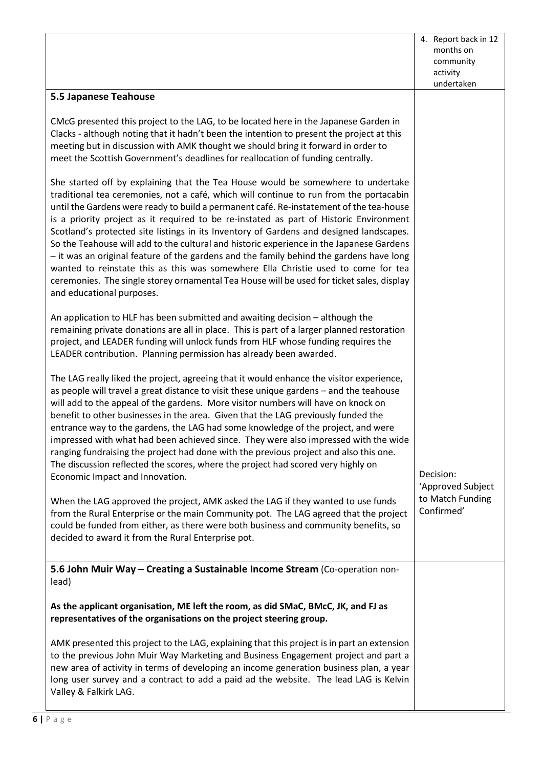| | |
|---|---|
| | 4. Report back in 12 months on community activity undertaken |
| **5.5 Japanese Teahouse**<br><br>CMcG presented this project to the LAG, to be located here in the Japanese Garden in Clacks - although noting that it hadn't been the intention to present the project at this meeting but in discussion with AMK thought we should bring it forward in order to meet the Scottish Government's deadlines for reallocation of funding centrally.<br><br>She started off by explaining that the Tea House would be somewhere to undertake traditional tea ceremonies, not a café, which will continue to run from the portacabin until the Gardens were ready to build a permanent café. Re-instatement of the tea-house is a priority project as it required to be re-instated as part of Historic Environment Scotland's protected site listings in its Inventory of Gardens and designed landscapes. So the Teahouse will add to the cultural and historic experience in the Japanese Gardens – it was an original feature of the gardens and the family behind the gardens have long wanted to reinstate this as this was somewhere Ella Christie used to come for tea ceremonies. The single storey ornamental Tea House will be used for ticket sales, display and educational purposes.<br><br>An application to HLF has been submitted and awaiting decision – although the remaining private donations are all in place. This is part of a larger planned restoration project, and LEADER funding will unlock funds from HLF whose funding requires the LEADER contribution. Planning permission has already been awarded.<br><br>The LAG really liked the project, agreeing that it would enhance the visitor experience, as people will travel a great distance to visit these unique gardens – and the teahouse will add to the appeal of the gardens. More visitor numbers will have on knock on benefit to other businesses in the area. Given that the LAG previously funded the entrance way to the gardens, the LAG had some knowledge of the project, and were impressed with what had been achieved since. They were also impressed with the wide ranging fundraising the project had done with the previous project and also this one. The discussion reflected the scores, where the project had scored very highly on Economic Impact and Innovation.<br><br>When the LAG approved the project, AMK asked the LAG if they wanted to use funds from the Rural Enterprise or the main Community pot. The LAG agreed that the project could be funded from either, as there were both business and community benefits, so decided to award it from the Rural Enterprise pot. | Decision:<br>'Approved Subject to Match Funding Confirmed' |
| **5.6 John Muir Way – Creating a Sustainable Income Stream** (Co-operation non-lead)<br><br>**As the applicant organisation, ME left the room, as did SMaC, BMcC, JK, and FJ as representatives of the organisations on the project steering group.**<br><br>AMK presented this project to the LAG, explaining that this project is in part an extension to the previous John Muir Way Marketing and Business Engagement project and part a new area of activity in terms of developing an income generation business plan, a year long user survey and a contract to add a paid ad the website. The lead LAG is Kelvin Valley & Falkirk LAG. | |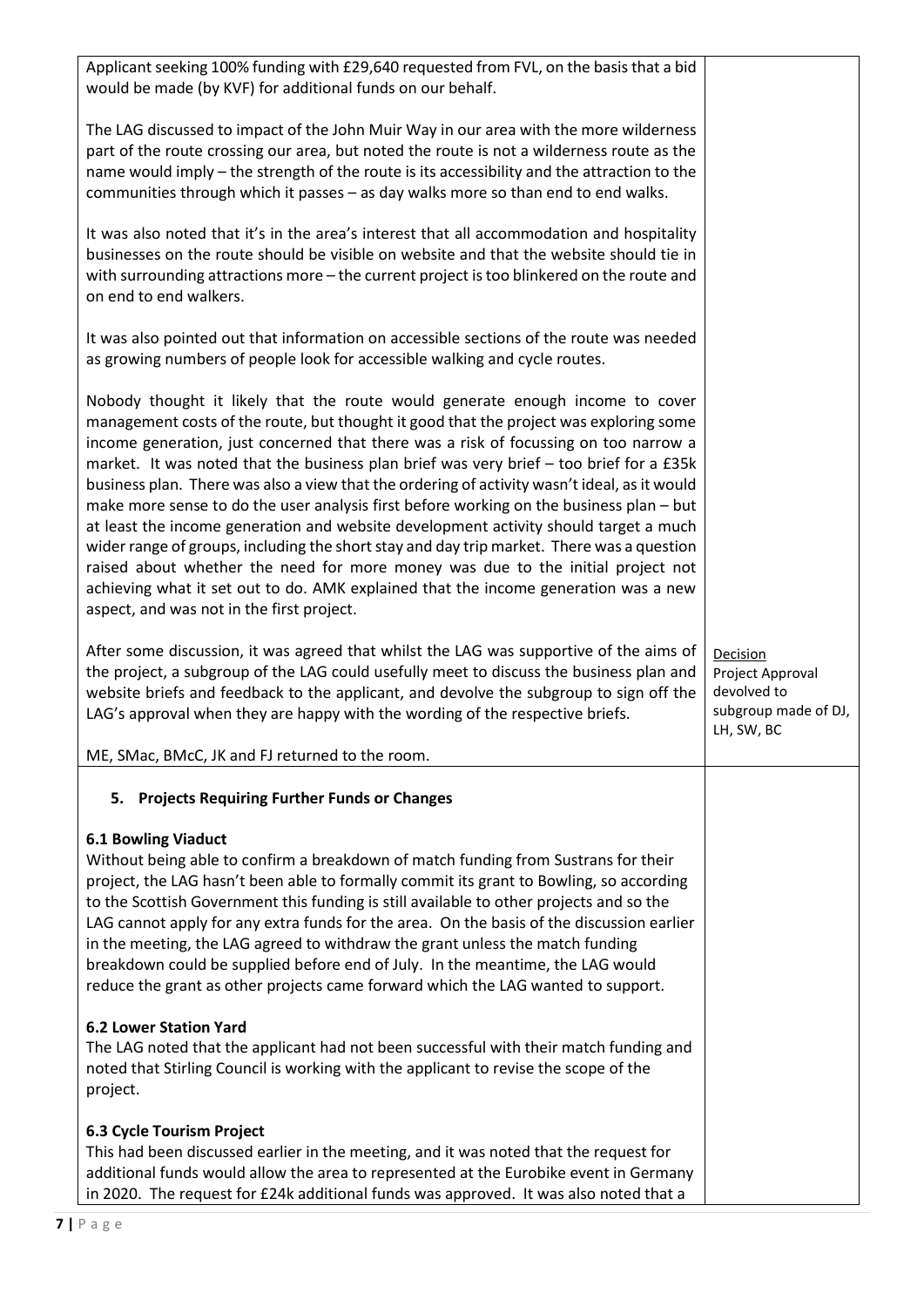| | |
|---|---|
| Applicant seeking 100% funding with £29,640 requested from FVL, on the basis that a bid would be made (by KVF) for additional funds on our behalf.<br><br>The LAG discussed to impact of the John Muir Way in our area with the more wilderness part of the route crossing our area, but noted the route is not a wilderness route as the name would imply – the strength of the route is its accessibility and the attraction to the communities through which it passes – as day walks more so than end to end walks.<br><br>It was also noted that it's in the area's interest that all accommodation and hospitality businesses on the route should be visible on website and that the website should tie in with surrounding attractions more – the current project is too blinkered on the route and on end to end walkers.<br><br>It was also pointed out that information on accessible sections of the route was needed as growing numbers of people look for accessible walking and cycle routes.<br><br>Nobody thought it likely that the route would generate enough income to cover management costs of the route, but thought it good that the project was exploring some income generation, just concerned that there was a risk of focussing on too narrow a market. It was noted that the business plan brief was very brief – too brief for a £35k business plan. There was also a view that the ordering of activity wasn't ideal, as it would make more sense to do the user analysis first before working on the business plan – but at least the income generation and website development activity should target a much wider range of groups, including the short stay and day trip market. There was a question raised about whether the need for more money was due to the initial project not achieving what it set out to do. AMK explained that the income generation was a new aspect, and was not in the first project.<br><br>After some discussion, it was agreed that whilst the LAG was supportive of the aims of the project, a subgroup of the LAG could usefully meet to discuss the business plan and website briefs and feedback to the applicant, and devolve the subgroup to sign off the LAG's approval when they are happy with the wording of the respective briefs.<br><br>ME, SMac, BMcC, JK and FJ returned to the room. | <u>Decision</u><br>Project Approval devolved to subgroup made of DJ, LH, SW, BC |
| **5. Projects Requiring Further Funds or Changes**<br><br>**6.1 Bowling Viaduct**<br>Without being able to confirm a breakdown of match funding from Sustrans for their project, the LAG hasn't been able to formally commit its grant to Bowling, so according to the Scottish Government this funding is still available to other projects and so the LAG cannot apply for any extra funds for the area. On the basis of the discussion earlier in the meeting, the LAG agreed to withdraw the grant unless the match funding breakdown could be supplied before end of July. In the meantime, the LAG would reduce the grant as other projects came forward which the LAG wanted to support.<br><br>**6.2 Lower Station Yard**<br>The LAG noted that the applicant had not been successful with their match funding and noted that Stirling Council is working with the applicant to revise the scope of the project.<br><br>**6.3 Cycle Tourism Project**<br>This had been discussed earlier in the meeting, and it was noted that the request for additional funds would allow the area to represented at the Eurobike event in Germany in 2020. The request for £24k additional funds was approved. It was also noted that a | |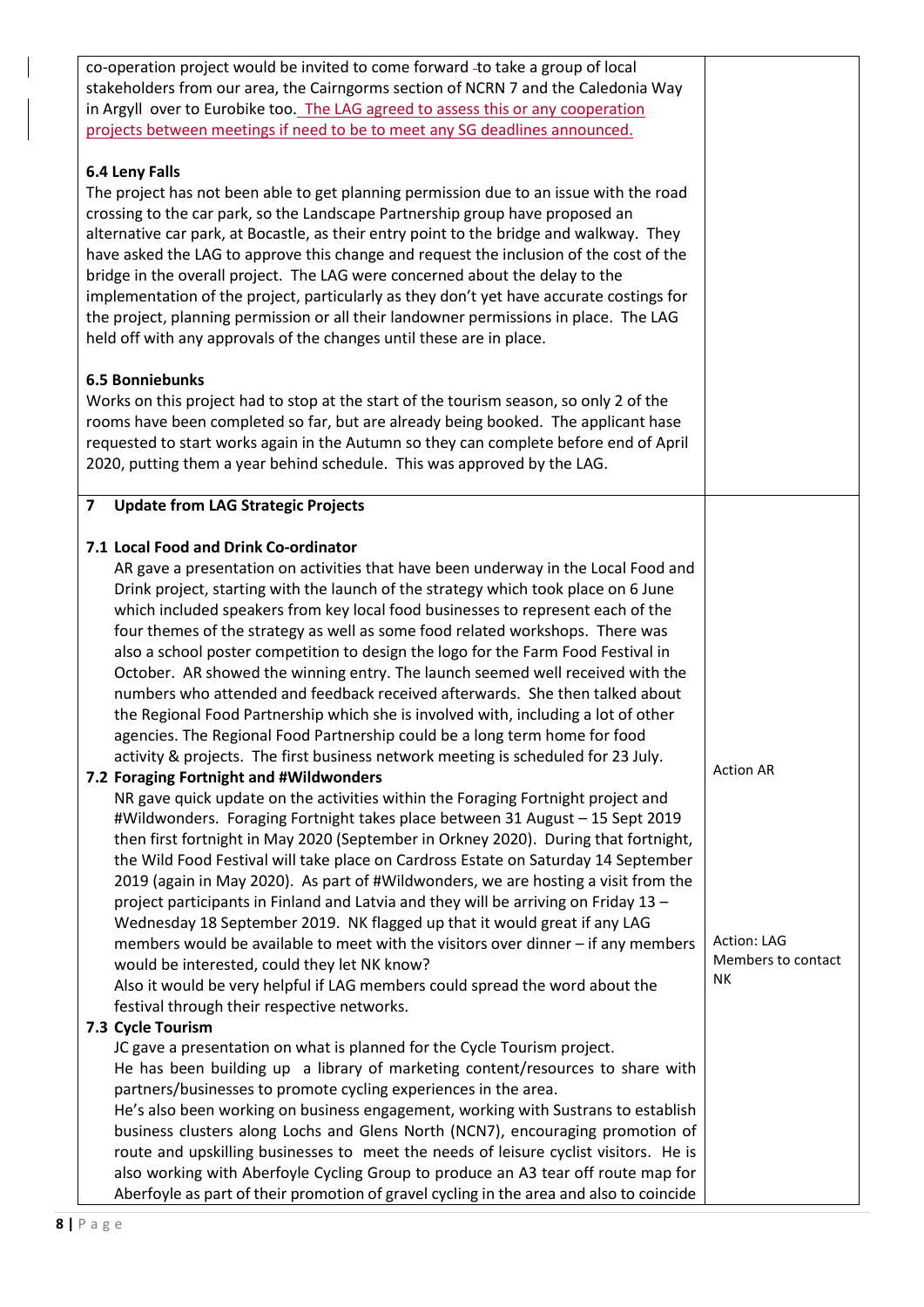| | |
|---|---|
| co-operation project would be invited to come forward to take a group of local stakeholders from our area, the Cairngorms section of NCRN 7 and the Caledonia Way in Argyll over to Eurobike too. The LAG agreed to assess this or any cooperation projects between meetings if need to be to meet any SG deadlines announced.<br><br>**6.4 Leny Falls**<br>The project has not been able to get planning permission due to an issue with the road crossing to the car park, so the Landscape Partnership group have proposed an alternative car park, at Bocastle, as their entry point to the bridge and walkway. They have asked the LAG to approve this change and request the inclusion of the cost of the bridge in the overall project. The LAG were concerned about the delay to the implementation of the project, particularly as they don't yet have accurate costings for the project, planning permission or all their landowner permissions in place. The LAG held off with any approvals of the changes until these are in place.<br><br>**6.5 Bonniebunks**<br>Works on this project had to stop at the start of the tourism season, so only 2 of the rooms have been completed so far, but are already being booked. The applicant hase requested to start works again in the Autumn so they can complete before end of April 2020, putting them a year behind schedule. This was approved by the LAG. | |
| **7 Update from LAG Strategic Projects**<br><br>**7.1 Local Food and Drink Co-ordinator**<br>AR gave a presentation on activities that have been underway in the Local Food and Drink project, starting with the launch of the strategy which took place on 6 June which included speakers from key local food businesses to represent each of the four themes of the strategy as well as some food related workshops. There was also a school poster competition to design the logo for the Farm Food Festival in October. AR showed the winning entry. The launch seemed well received with the numbers who attended and feedback received afterwards. She then talked about the Regional Food Partnership which she is involved with, including a lot of other agencies. The Regional Food Partnership could be a long term home for food activity & projects. The first business network meeting is scheduled for 23 July.<br>**7.2 Foraging Fortnight and #Wildwonders**<br>NR gave quick update on the activities within the Foraging Fortnight project and #Wildwonders. Foraging Fortnight takes place between 31 August – 15 Sept 2019 then first fortnight in May 2020 (September in Orkney 2020). During that fortnight, the Wild Food Festival will take place on Cardross Estate on Saturday 14 September 2019 (again in May 2020). As part of #Wildwonders, we are hosting a visit from the project participants in Finland and Latvia and they will be arriving on Friday 13 – Wednesday 18 September 2019. NK flagged up that it would great if any LAG members would be available to meet with the visitors over dinner – if any members would be interested, could they let NK know?<br>Also it would be very helpful if LAG members could spread the word about the festival through their respective networks.<br>**7.3 Cycle Tourism**<br>JC gave a presentation on what is planned for the Cycle Tourism project.<br>He has been building up a library of marketing content/resources to share with partners/businesses to promote cycling experiences in the area.<br>He's also been working on business engagement, working with Sustrans to establish business clusters along Lochs and Glens North (NCN7), encouraging promotion of route and upskilling businesses to meet the needs of leisure cyclist visitors. He is also working with Aberfoyle Cycling Group to produce an A3 tear off route map for Aberfoyle as part of their promotion of gravel cycling in the area and also to coincide | Action AR<br><br>Action: LAG Members to contact NK |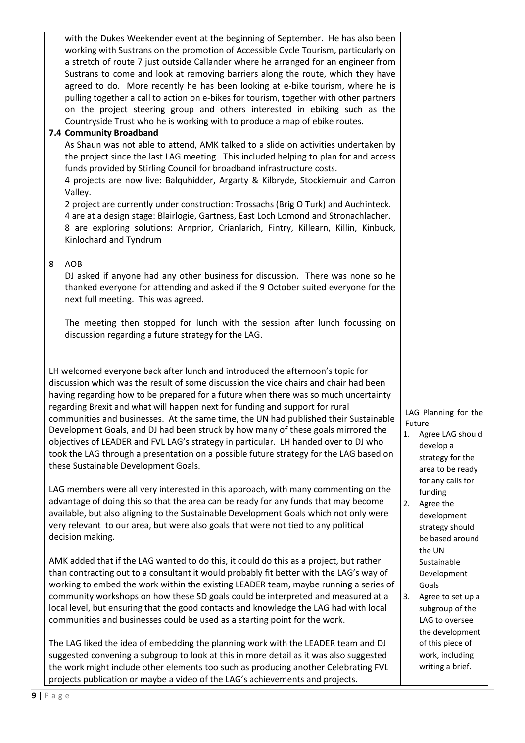with the Dukes Weekender event at the beginning of September. He has also been working with Sustrans on the promotion of Accessible Cycle Tourism, particularly on a stretch of route 7 just outside Callander where he arranged for an engineer from Sustrans to come and look at removing barriers along the route, which they have agreed to do. More recently he has been looking at e-bike tourism, where he is pulling together a call to action on e-bikes for tourism, together with other partners on the project steering group and others interested in ebiking such as the Countryside Trust who he is working with to produce a map of ebike routes.

**7.4 Community Broadband**

As Shaun was not able to attend, AMK talked to a slide on activities undertaken by the project since the last LAG meeting. This included helping to plan for and access funds provided by Stirling Council for broadband infrastructure costs.

4 projects are now live: Balquhidder, Argarty & Kilbryde, Stockiemuir and Carron Valley.

2 project are currently under construction: Trossachs (Brig O Turk) and Auchinteck.

4 are at a design stage: Blairlogie, Gartness, East Loch Lomond and Stronachlacher.

8 are exploring solutions: Arnprior, Crianlarich, Fintry, Killearn, Killin, Kinbuck, Kinlochard and Tyndrum

**8 AOB**

DJ asked if anyone had any other business for discussion. There was none so he thanked everyone for attending and asked if the 9 October suited everyone for the next full meeting. This was agreed.

The meeting then stopped for lunch with the session after lunch focussing on discussion regarding a future strategy for the LAG.

LH welcomed everyone back after lunch and introduced the afternoon's topic for discussion which was the result of some discussion the vice chairs and chair had been having regarding how to be prepared for a future when there was so much uncertainty regarding Brexit and what will happen next for funding and support for rural communities and businesses. At the same time, the UN had published their Sustainable Development Goals, and DJ had been struck by how many of these goals mirrored the objectives of LEADER and FVL LAG's strategy in particular. LH handed over to DJ who took the LAG through a presentation on a possible future strategy for the LAG based on these Sustainable Development Goals.

LAG members were all very interested in this approach, with many commenting on the advantage of doing this so that the area can be ready for any funds that may become available, but also aligning to the Sustainable Development Goals which not only were very relevant to our area, but were also goals that were not tied to any political decision making.

AMK added that if the LAG wanted to do this, it could do this as a project, but rather than contracting out to a consultant it would probably fit better with the LAG's way of working to embed the work within the existing LEADER team, maybe running a series of community workshops on how these SD goals could be interpreted and measured at a local level, but ensuring that the good contacts and knowledge the LAG had with local communities and businesses could be used as a starting point for the work.

The LAG liked the idea of embedding the planning work with the LEADER team and DJ suggested convening a subgroup to look at this in more detail as it was also suggested the work might include other elements too such as producing another Celebrating FVL projects publication or maybe a video of the LAG's achievements and projects.

<u>LAG Planning for the Future</u>

1. Agree LAG should develop a strategy for the area to be ready for any calls for funding
2. Agree the development strategy should be based around the UN Sustainable Development Goals
3. Agree to set up a subgroup of the LAG to oversee the development of this piece of work, including writing a brief.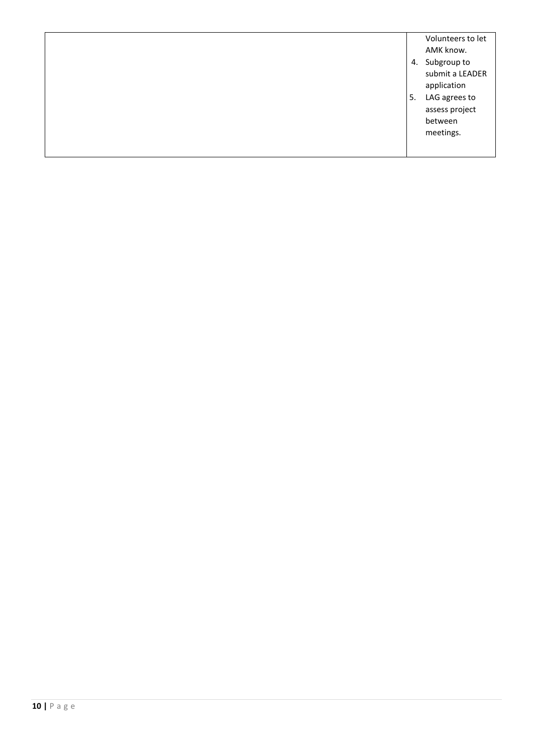| | |
|---|---|
| | Volunteers to let AMK know.<br>4. Subgroup to submit a LEADER application<br>5. LAG agrees to assess project between meetings. |